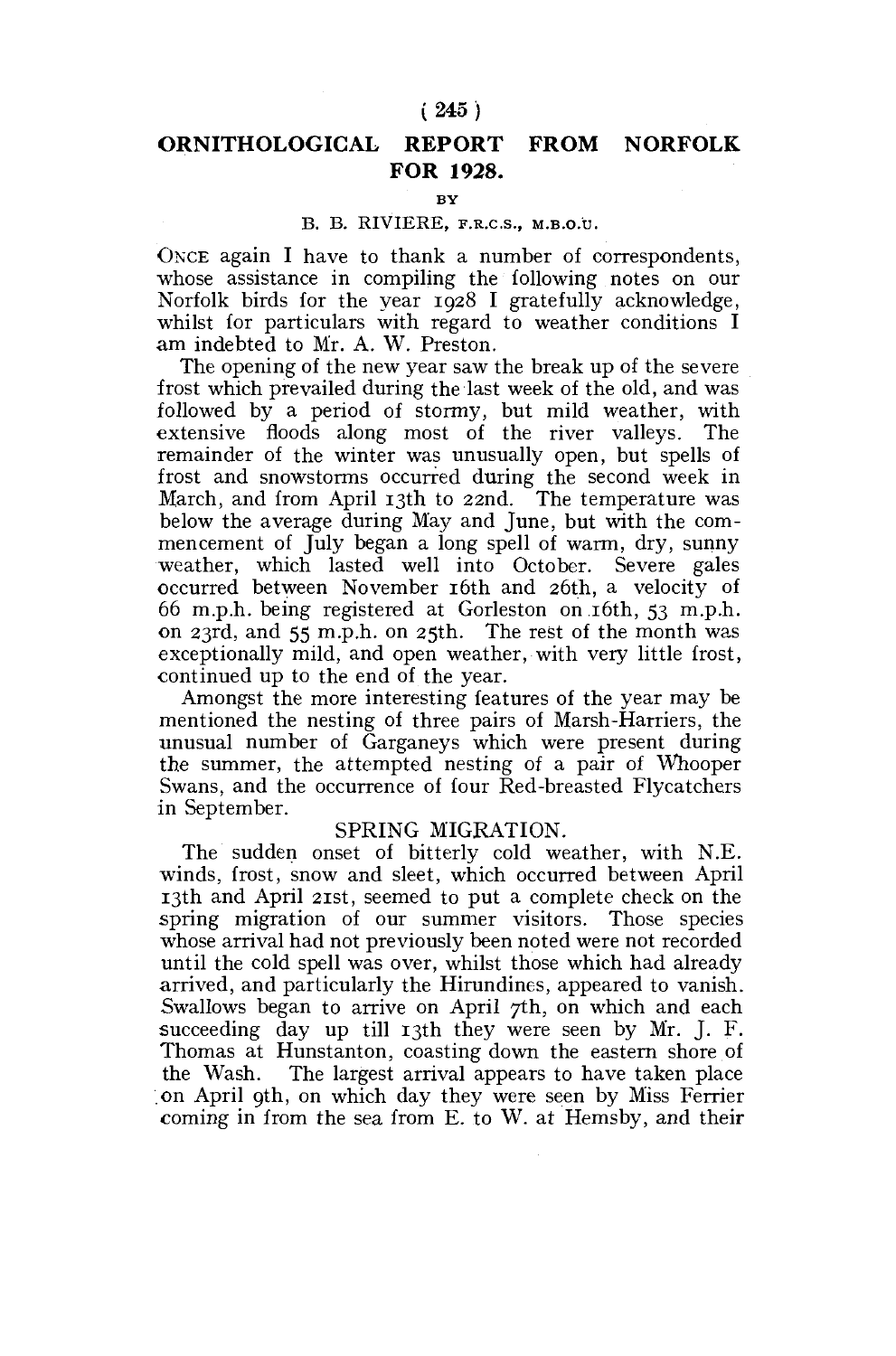# ORNITHOLOGICAL REPORT FROM NORFOLK FOR 1928.

BY

B. B. RIVIERE, F.R.C.S., M.B.O.U.

ONCE again I have to thank a number of correspondents, whose assistance in compiling the following notes on our Norfolk birds for the year 1928 I gratefully acknowledge, whilst for particulars with regard to weather conditions I am indebted to Mr. A. W. Preston.

The opening of the new year saw the break up of the severe frost which prevailed during the last week of the old, and was followed by a period of stormy, but mild weather, with extensive floods along most of the river valleys. The remainder of the winter was unusually open, but spells of frost and snowstorms occurred during the second week in March, and from April 13th to 22nd. The temperature was below the average during May and June, but with the commencement of July began a long spell of warm, dry, sunny weather, which lasted well into October. Severe gales occurred between November 16th and 26th, a velocity of 66 m.p.h. being registered at Gorleston on 16th, 53 m.p.h. on 23rd, and 55 m.p.h. on 25th. The rest of the month was exceptionally mild, and open weather, with very little frost, continued up to the end of the year.

Amongst the more interesting features of the year may be mentioned the nesting of three pairs of Marsh-Harriers, the unusual number of Garganeys which were present during the summer, the attempted nesting of a pair of Whooper Swans, and the occurrence of four Red-breasted Flycatchers in September.

## SPRING MIGRATION.

The sudden onset of bitterly cold weather, with N.E. winds, frost, snow and sleet, which occurred between April 13th and April 21st, seemed to put a complete check on the spring migration of our summer visitors. Those species whose arrival had not previously been noted were not recorded until the cold spell was over, whilst those which had already arrived, and particularly the Hirundines, appeared to vanish. Swallows began to arrive on April 7th, on which and each succeeding day up till 13th they were seen by Mr. J. F. Thomas at Hunstanton, coasting down the eastern shore of the Wash. The largest arrival appears to have taken place on April 9th, on which day they were seen by Miss Ferrier coming in from the sea from E. to W. at Hemsby, and their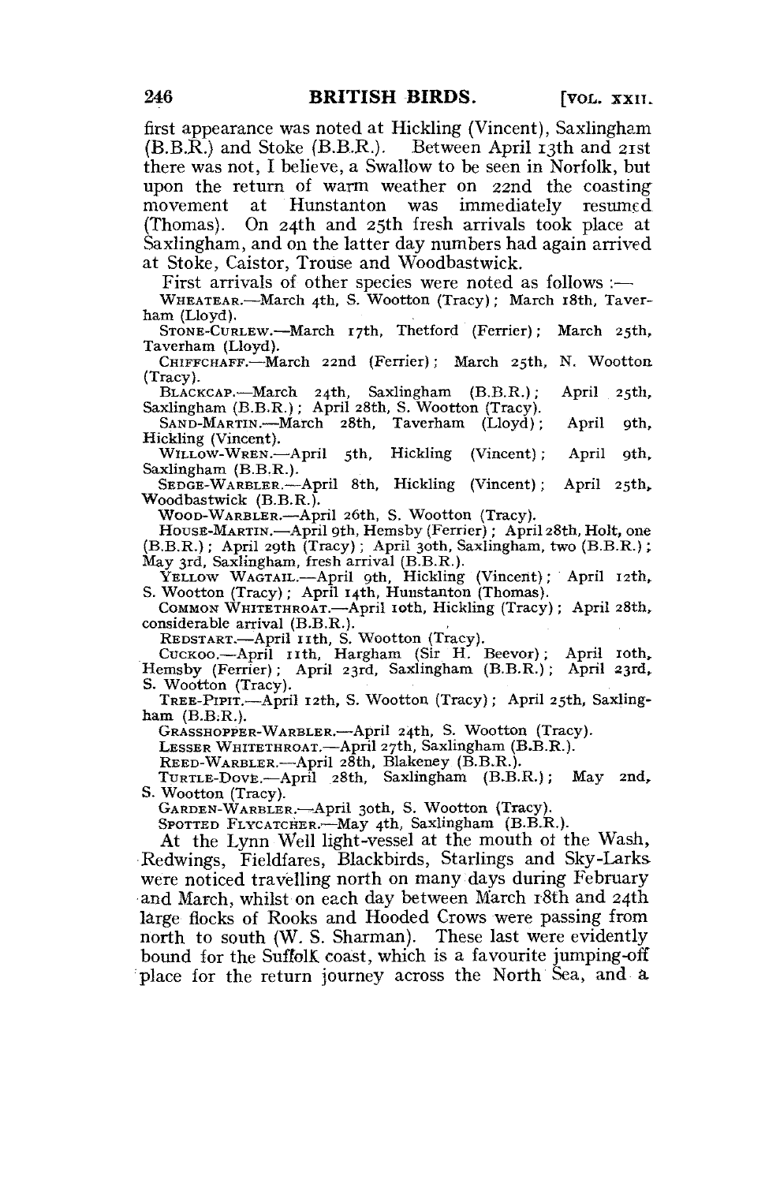first appearance was noted at Hickling (Vincent), Saxlingham (B.B.R.) and Stoke (B.B.R.). Between April 13th and 21st there was not, I believe, a Swallow to be seen in Norfolk, but upon the return of warm weather on 22nd the coasting movement at Hunstanton was immediately resumed (Thomas). On 24th and 25th fresh arrivals took place at Saxlingham, and on the latter day numbers had again arrived at Stoke, Caistor, Trouse and Woodbastwick.

First arrivals of other species were noted as follows :—

WHEATEAR.—March 4th, S. Wootton (Tracy); March 18th, Taverham (Lloyd).

STONE-CURLEW.—March 17th, Thetford (Ferrier); March 25th, Taverham (Lloyd).

CHIFFCHAFF.—March 22nd (Ferrier); March 25th, N. Wootton (Tracy).

BLACKCAP.—March 24th, Saxlingham (B.B.R.); April 25th, Saxlingham (B.B.R.); April 28th, S. Wootton (Tracy).

SAND-MARTIN.—March 28th, Taverham (Lloyd); April 9th, Hickling (Vincent).

WILLOW-WREN.—April 5th, Hickling (Vincent); April 9th, Saxlingham (B.B.R.).

SEDGE-WARBLER.—April 8th, Hickling (Vincent); April 25th, Woodbastwick (B.B.R.).

WOOD-WARBLER.—April 26th, S. Wootton (Tracy).

HOUSE-MARTIN.—April 9th, Hemsby (Ferrier); April 28th, Holt, one (B.B.R.); April 29th (Tracy); April 30th, Saxlingham, two (B.B.R.); May 3rd, Saxlingham, fresh arrival (B.B.R.).

YELLOW WAGTAIL.—April 9th, Hickling (Vincent); April 12th, S. Wootton (Tracy); April 14th, Hunstanton (Thomas).

COMMON WHITETHROAT.—April 10th, Hickling (Tracy); April 28th, considerable arrival (B.B.R.).

REDSTART.—April 11th, S. Wootton (Tracy).

CUCKOO.—April 11th, Hargham (Sir H. Beevor); April 10th, Hemsby (Ferrier); April 23rd, Saxlingham (B.B.R.); April 23rd, S. Wootton (Tracy).

TREE-PIPIT.—April 12th, S. Wootton (Tracy); April 25th, Saxlingham (B.B.R.).

GRASSHOPPER-WARBLER.—April 24th, S. Wootton (Tracy).

LESSER WHITETHROAT.—April 27th, Saxlingham (B.B.R.).

REED-WARBLER.—April 28th, Blakeney (B.B.R.).

TURTLE-DOVE.—April 28th, Saxlingham (B.B.R.); May 2nd, S. Wootton (Tracy).

GARDEN-WARBLER.—April 30th, S. Wootton (Tracy).

SPOTTED FLYCATCHER.—May 4th, Saxlingham (B.B.R.).

At the Lynn Well light-vessel at the mouth of the Wash, Redwings, Fieldfares, Blackbirds, Starlings and Sky-Larks were noticed travelling north on many days during February and March, whilst on each day between March 18th and 24th large flocks of Rooks and Hooded Crows were passing from north to south (W. S. Sharman). These last were evidently bound for the Suffolk coast, which is a favourite jumping-off place for the return journey across the North Sea, and a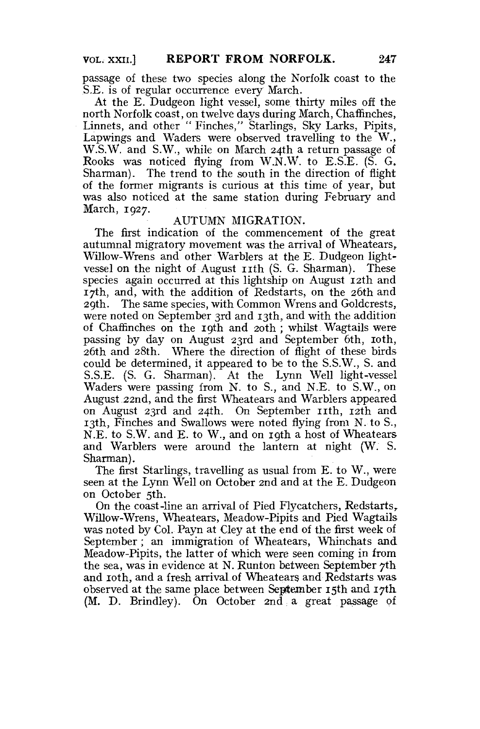passage of these two species along the Norfolk coast to the S.E. is of regular occurrence every March.

At the E. Dudgeon light vessel, some thirty miles off the north Norfolk coast, on twelve days during March, Chaffinches, Linnets, and other "Finches," Starlings, Sky Larks, Pipits, Lapwings and Waders were observed travelling to the W., W.S.W. and S.W., while on March 24th a return passage of Rooks was noticed flying from W.N.W. to E.S.E. (S. G. Sharman). The trend to the south in the direction of flight of the former migrants is curious at this time of year, but was also noticed at the same station during February and March, 1927.

## AUTUMN MIGRATION.

The first indication of the commencement of the great autumnal migratory movement was the arrival of Wheatears, Willow-Wrens and other Warblers at the E. Dudgeon light-vessel on the night of August 11th (S. G. Sharman). These species again occurred at this lightship on August 12th and 17th, and, with the addition of Redstarts, on the 26th and 29th. The same species, with Common Wrens and Goldcrests, were noted on September 3rd and 13th, and with the addition of Chaffinches on the 19th and 20th; whilst Wagtails were passing by day on August 23rd and September 6th, 10th, 26th and 28th. Where the direction of flight of these birds could be determined, it appeared to be to the S.S.W., S. and S.S.E. (S. G. Sharman). At the Lynn Well light-vessel Waders were passing from N. to S., and N.E. to S.W., on August 22nd, and the first Wheatears and Warblers appeared on August 23rd and 24th. On September 11th, 12th and 13th, Finches and Swallows were noted flying from N. to S., N.E. to S.W. and E. to W., and on 19th a host of Wheatears and Warblers were around the lantern at night (W. S. Sharman).

The first Starlings, travelling as usual from E. to W., were seen at the Lynn Well on October 2nd and at the E. Dudgeon on October 5th.

On the coast-line an arrival of Pied Flycatchers, Redstarts, Willow-Wrens, Wheatears, Meadow-Pipits and Pied Wagtails was noted by Col. Payn at Cley at the end of the first week of September; an immigration of Wheatears, Whinchats and Meadow-Pipits, the latter of which were seen coming in from the sea, was in evidence at N. Runton between September 7th and 10th, and a fresh arrival of Wheatears and Redstarts was observed at the same place between September 15th and 17th (M. D. Brindley). On October 2nd a great passage of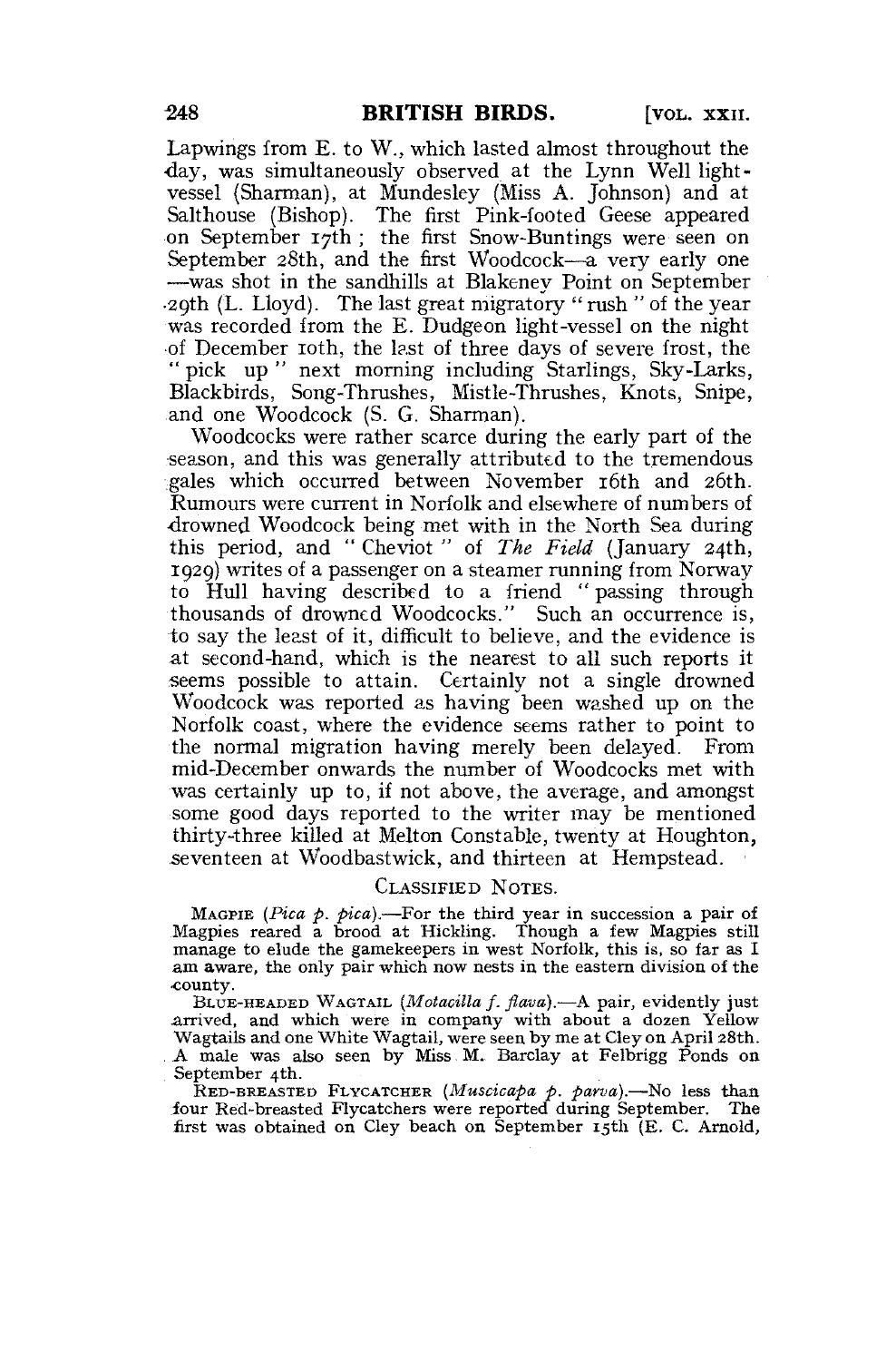Lapwings from E. to W., which lasted almost throughout the day, was simultaneously observed at the Lynn Well light-vessel (Sharman), at Mundesley (Miss A. Johnson) and at Salthouse (Bishop). The first Pink-footed Geese appeared on September 17th; the first Snow-Buntings were seen on September 28th, and the first Woodcock—a very early one—was shot in the sandhills at Blakeney Point on September 29th (L. Lloyd). The last great migratory "rush" of the year was recorded from the E. Dudgeon light-vessel on the night of December 10th, the last of three days of severe frost, the "pick up" next morning including Starlings, Sky-Larks, Blackbirds, Song-Thrushes, Mistle-Thrushes, Knots, Snipe, and one Woodcock (S. G. Sharman).

Woodcocks were rather scarce during the early part of the season, and this was generally attributed to the tremendous gales which occurred between November 16th and 26th. Rumours were current in Norfolk and elsewhere of numbers of drowned Woodcock being met with in the North Sea during this period, and "Cheviot" of *The Field* (January 24th, 1929) writes of a passenger on a steamer running from Norway to Hull having described to a friend "passing through thousands of drowned Woodcocks." Such an occurrence is, to say the least of it, difficult to believe, and the evidence is at second-hand, which is the nearest to all such reports it seems possible to attain. Certainly not a single drowned Woodcock was reported as having been washed up on the Norfolk coast, where the evidence seems rather to point to the normal migration having merely been delayed. From mid-December onwards the number of Woodcocks met with was certainly up to, if not above, the average, and amongst some good days reported to the writer may be mentioned thirty-three killed at Melton Constable, twenty at Houghton, seventeen at Woodbastwick, and thirteen at Hempstead.

## Classified Notes.

MAGPIE (*Pica p. pica*).—For the third year in succession a pair of Magpies reared a brood at Hickling. Though a few Magpies still manage to elude the gamekeepers in west Norfolk, this is, so far as I am aware, the only pair which now nests in the eastern division of the county.

BLUE-HEADED WAGTAIL (*Motacilla f. flava*).—A pair, evidently just arrived, and which were in company with about a dozen Yellow Wagtails and one White Wagtail, were seen by me at Cley on April 28th. A male was also seen by Miss M. Barclay at Felbrigg Ponds on September 4th.

RED-BREASTED FLYCATCHER (*Muscicapa p. parva*).—No less than four Red-breasted Flycatchers were reported during September. The first was obtained on Cley beach on September 15th (E. C. Arnold,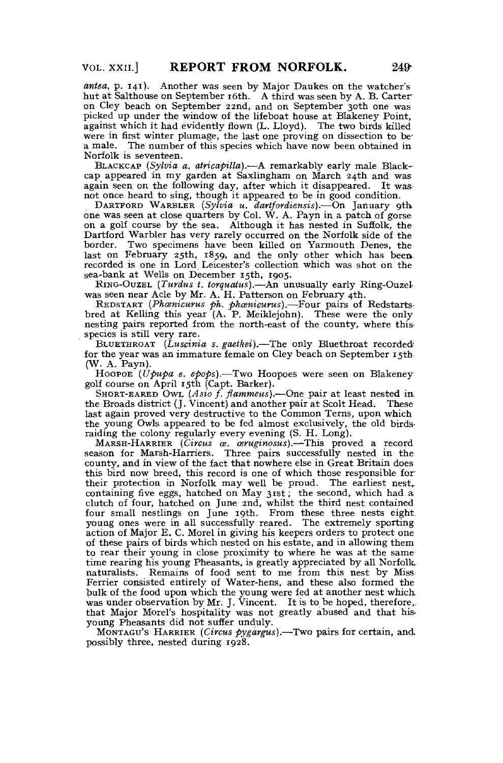*antea*, p. 141). Another was seen by Major Daukes on the watcher's hut at Salthouse on September 16th. A third was seen by A. B. Carter on Cley beach on September 22nd, and on September 30th one was picked up under the window of the lifeboat house at Blakeney Point, against which it had evidently flown (L. Lloyd). The two birds killed were in first winter plumage, the last one proving on dissection to be a male. The number of this species which have now been obtained in Norfolk is seventeen.

BLACKCAP (*Sylvia a. atricapilla*).—A remarkably early male Blackcap appeared in my garden at Saxlingham on March 24th and was again seen on the following day, after which it disappeared. It was not once heard to sing, though it appeared to be in good condition.

DARTFORD WARBLER (*Sylvia u. dartfordiensis*).—On January 9th one was seen at close quarters by Col. W. A. Payn in a patch of gorse on a golf course by the sea. Although it has nested in Suffolk, the Dartford Warbler has very rarely occurred on the Norfolk side of the border. Two specimens have been killed on Yarmouth Denes, the last on February 25th, 1859, and the only other which has been recorded is one in Lord Leicester's collection which was shot on the sea-bank at Wells on December 15th, 1905.

RING-OUZEL (*Turdus t. torquatus*).—An unusually early Ring-Ouzel was seen near Acle by Mr. A. H. Patterson on February 4th.

REDSTART (*Phœnicurus ph. phœnicurus*).—Four pairs of Redstarts bred at Kelling this year (A. P. Meiklejohn). These were the only nesting pairs reported from the north-east of the county, where this species is still very rare.

BLUETHROAT (*Luscinia s. gaetkei*).—The only Bluethroat recorded for the year was an immature female on Cley beach on September 15th (W. A. Payn).

HOOPOE (*Upupa e. epops*).—Two Hoopoes were seen on Blakeney golf course on April 15th (Capt. Barker).

SHORT-EARED OWL (*Asio f. flammeus*).—One pair at least nested in the Broads district (J. Vincent) and another pair at Scolt Head. These last again proved very destructive to the Common Terns, upon which the young Owls appeared to be fed almost exclusively, the old birds raiding the colony regularly every evening (S. H. Long).

MARSH-HARRIER (*Circus æ. æruginosus*).—This proved a record season for Marsh-Harriers. Three pairs successfully nested in the county, and in view of the fact that nowhere else in Great Britain does this bird now breed, this record is one of which those responsible for their protection in Norfolk may well be proud. The earliest nest, containing five eggs, hatched on May 31st; the second, which had a clutch of four, hatched on June 2nd, whilst the third nest contained four small nestlings on June 19th. From these three nests eight young ones were in all successfully reared. The extremely sporting action of Major E. C. Morel in giving his keepers orders to protect one of these pairs of birds which nested on his estate, and in allowing them to rear their young in close proximity to where he was at the same time rearing his young Pheasants, is greatly appreciated by all Norfolk naturalists. Remains of food sent to me from this nest by Miss Ferrier consisted entirely of Water-hens, and these also formed the bulk of the food upon which the young were fed at another nest which was under observation by Mr. J. Vincent. It is to be hoped, therefore, that Major Morel's hospitality was not greatly abused and that his young Pheasants did not suffer unduly.

MONTAGU'S HARRIER (*Circus pygargus*).—Two pairs for certain, and possibly three, nested during 1928.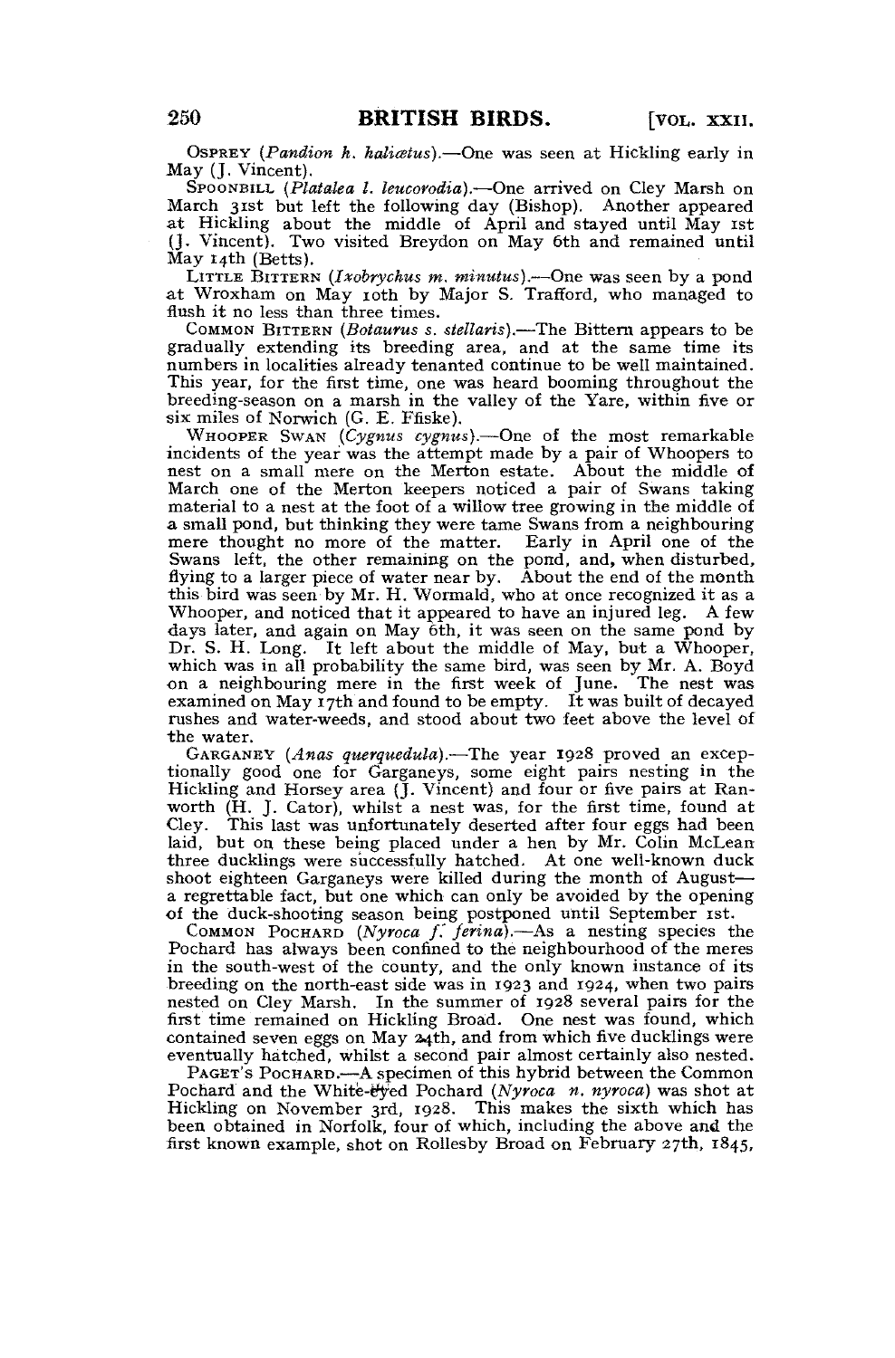OSPREY (*Pandion h. haliætus*).—One was seen at Hickling early in May (J. Vincent).

SPOONBILL (*Platalea l. leucorodia*).—One arrived on Cley Marsh on March 31st but left the following day (Bishop). Another appeared at Hickling about the middle of April and stayed until May 1st (J. Vincent). Two visited Breydon on May 6th and remained until May 14th (Betts).

LITTLE BITTERN (*Ixobrychus m. minutus*).—One was seen by a pond at Wroxham on May 10th by Major S. Trafford, who managed to flush it no less than three times.

COMMON BITTERN (*Botaurus s. stellaris*).—The Bittern appears to be gradually extending its breeding area, and at the same time its numbers in localities already tenanted continue to be well maintained. This year, for the first time, one was heard booming throughout the breeding-season on a marsh in the valley of the Yare, within five or six miles of Norwich (G. E. Ffiske).

WHOOPER SWAN (*Cygnus cygnus*).—One of the most remarkable incidents of the year was the attempt made by a pair of Whoopers to nest on a small mere on the Merton estate. About the middle of March one of the Merton keepers noticed a pair of Swans taking material to a nest at the foot of a willow tree growing in the middle of a small pond, but thinking they were tame Swans from a neighbouring mere thought no more of the matter. Early in April one of the Swans left, the other remaining on the pond, and, when disturbed, flying to a larger piece of water near by. About the end of the month this bird was seen by Mr. H. Wormald, who at once recognized it as a Whooper, and noticed that it appeared to have an injured leg. A few days later, and again on May 6th, it was seen on the same pond by Dr. S. H. Long. It left about the middle of May, but a Whooper, which was in all probability the same bird, was seen by Mr. A. Boyd on a neighbouring mere in the first week of June. The nest was examined on May 17th and found to be empty. It was built of decayed rushes and water-weeds, and stood about two feet above the level of the water.

GARGANEY (*Anas querquedula*).—The year 1928 proved an exceptionally good one for Garganeys, some eight pairs nesting in the Hickling and Horsey area (J. Vincent) and four or five pairs at Ranworth (H. J. Cator), whilst a nest was, for the first time, found at Cley. This last was unfortunately deserted after four eggs had been laid, but on these being placed under a hen by Mr. Colin McLean three ducklings were successfully hatched. At one well-known duck shoot eighteen Garganeys were killed during the month of August—a regrettable fact, but one which can only be avoided by the opening of the duck-shooting season being postponed until September 1st.

COMMON POCHARD (*Nyroca f. ferina*).—As a nesting species the Pochard has always been confined to the neighbourhood of the meres in the south-west of the county, and the only known instance of its breeding on the north-east side was in 1923 and 1924, when two pairs nested on Cley Marsh. In the summer of 1928 several pairs for the first time remained on Hickling Broad. One nest was found, which contained seven eggs on May 24th, and from which five ducklings were eventually hatched, whilst a second pair almost certainly also nested.

PAGET'S POCHARD.—A specimen of this hybrid between the Common Pochard and the White-eyed Pochard (*Nyroca n. nyroca*) was shot at Hickling on November 3rd, 1928. This makes the sixth which has been obtained in Norfolk, four of which, including the above and the first known example, shot on Rollesby Broad on February 27th, 1845,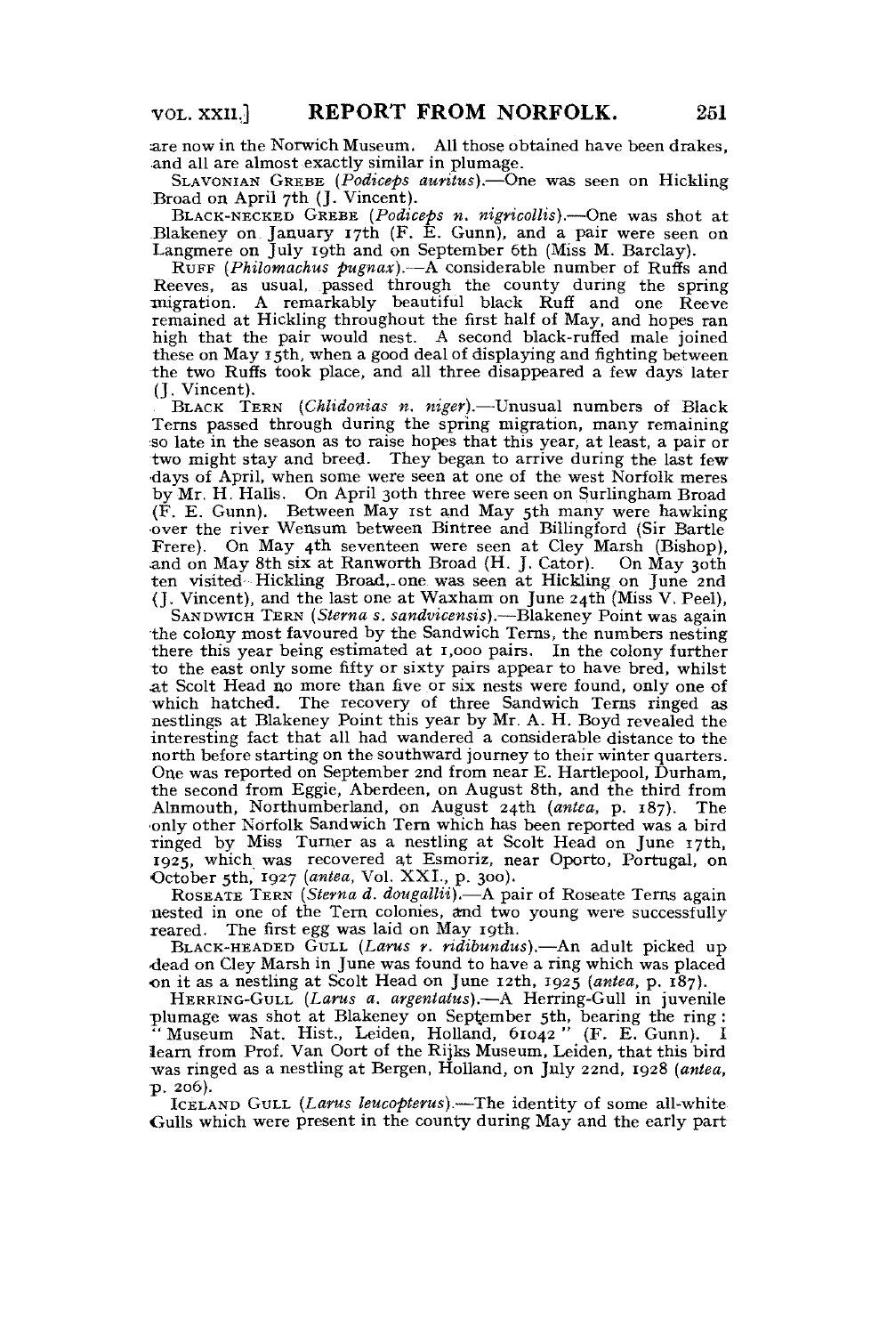are now in the Norwich Museum. All those obtained have been drakes, and all are almost exactly similar in plumage.

SLAVONIAN GREBE (*Podiceps auritus*).—One was seen on Hickling Broad on April 7th (J. Vincent).

BLACK-NECKED GREBE (*Podiceps n. nigricollis*).—One was shot at Blakeney on January 17th (F. E. Gunn), and a pair were seen on Langmere on July 19th and on September 6th (Miss M. Barclay).

RUFF (*Philomachus pugnax*).—A considerable number of Ruffs and Reeves, as usual, passed through the county during the spring migration. A remarkably beautiful black Ruff and one Reeve remained at Hickling throughout the first half of May, and hopes ran high that the pair would nest. A second black-ruffed male joined these on May 15th, when a good deal of displaying and fighting between the two Ruffs took place, and all three disappeared a few days later (J. Vincent).

BLACK TERN (*Chlidonias n. niger*).—Unusual numbers of Black Terns passed through during the spring migration, many remaining so late in the season as to raise hopes that this year, at least, a pair or two might stay and breed. They began to arrive during the last few days of April, when some were seen at one of the west Norfolk meres by Mr. H. Halls. On April 30th three were seen on Surlingham Broad (F. E. Gunn). Between May 1st and May 5th many were hawking over the river Wensum between Bintree and Billingford (Sir Bartle Frere). On May 4th seventeen were seen at Cley Marsh (Bishop), and on May 8th six at Ranworth Broad (H. J. Cator). On May 30th ten visited Hickling Broad, one was seen at Hickling on June 2nd (J. Vincent), and the last one at Waxham on June 24th (Miss V. Peel).

SANDWICH TERN (*Sterna s. sandvicensis*).—Blakeney Point was again the colony most favoured by the Sandwich Terns, the numbers nesting there this year being estimated at 1,000 pairs. In the colony further to the east only some fifty or sixty pairs appear to have bred, whilst at Scolt Head no more than five or six nests were found, only one of which hatched. The recovery of three Sandwich Terns ringed as nestlings at Blakeney Point this year by Mr. A. H. Boyd revealed the interesting fact that all had wandered a considerable distance to the north before starting on the southward journey to their winter quarters. One was reported on September 2nd from near E. Hartlepool, Durham, the second from Eggie, Aberdeen, on August 8th, and the third from Alnmouth, Northumberland, on August 24th (*antea*, p. 187). The only other Norfolk Sandwich Tern which has been reported was a bird ringed by Miss Turner as a nestling at Scolt Head on June 17th, 1925, which was recovered at Esmoriz, near Oporto, Portugal, on October 5th, 1927 (*antea*, Vol. XXI., p. 300).

ROSEATE TERN (*Sterna d. dougallii*).—A pair of Roseate Terns again nested in one of the Tern colonies, and two young were successfully reared. The first egg was laid on May 19th.

BLACK-HEADED GULL (*Larus r. ridibundus*).—An adult picked up dead on Cley Marsh in June was found to have a ring which was placed on it as a nestling at Scolt Head on June 12th, 1925 (*antea*, p. 187).

HERRING-GULL (*Larus a. argentatus*).—A Herring-Gull in juvenile plumage was shot at Blakeney on September 5th, bearing the ring: "Museum Nat. Hist., Leiden, Holland, 61042" (F. E. Gunn). I learn from Prof. Van Oort of the Rijks Museum, Leiden, that this bird was ringed as a nestling at Bergen, Holland, on July 22nd, 1928 (*antea*, p. 206).

ICELAND GULL (*Larus leucopterus*).—The identity of some all-white Gulls which were present in the county during May and the early part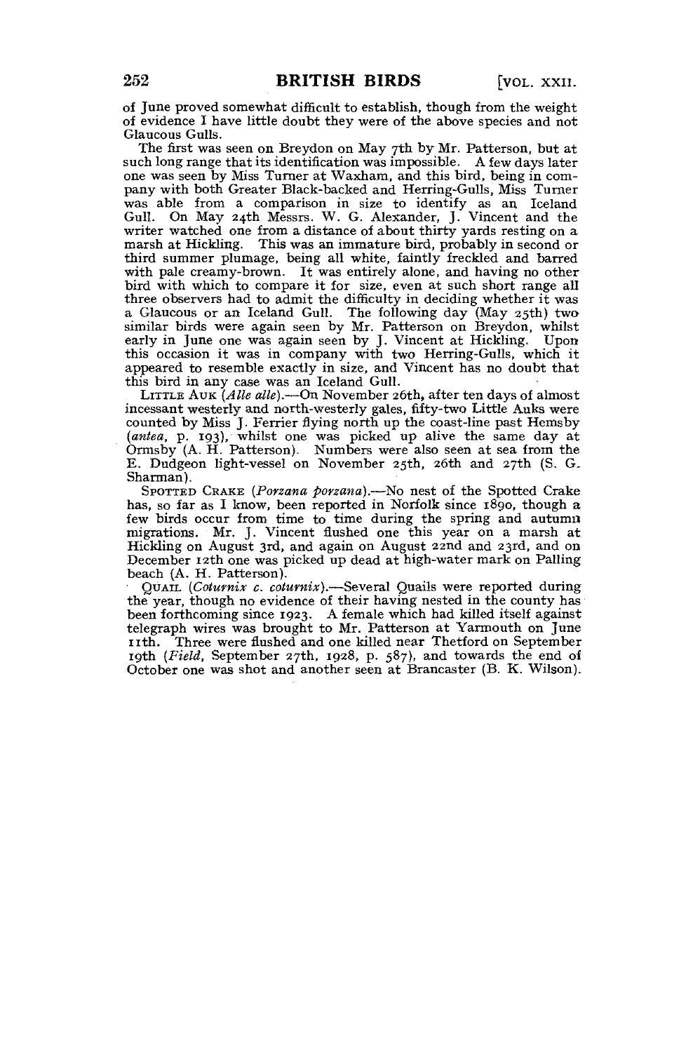of June proved somewhat difficult to establish, though from the weight of evidence I have little doubt they were of the above species and not Glaucous Gulls.

The first was seen on Breydon on May 7th by Mr. Patterson, but at such long range that its identification was impossible. A few days later one was seen by Miss Turner at Waxham, and this bird, being in company with both Greater Black-backed and Herring-Gulls, Miss Turner was able from a comparison in size to identify as an Iceland Gull. On May 24th Messrs. W. G. Alexander, J. Vincent and the writer watched one from a distance of about thirty yards resting on a marsh at Hickling. This was an immature bird, probably in second or third summer plumage, being all white, faintly freckled and barred with pale creamy-brown. It was entirely alone, and having no other bird with which to compare it for size, even at such short range all three observers had to admit the difficulty in deciding whether it was a Glaucous or an Iceland Gull. The following day (May 25th) two similar birds were again seen by Mr. Patterson on Breydon, whilst early in June one was again seen by J. Vincent at Hickling. Upon this occasion it was in company with two Herring-Gulls, which it appeared to resemble exactly in size, and Vincent has no doubt that this bird in any case was an Iceland Gull.

LITTLE AUK (*Alle alle*).—On November 26th, after ten days of almost incessant westerly and north-westerly gales, fifty-two Little Auks were counted by Miss J. Ferrier flying north up the coast-line past Hemsby (*antea*, p. 193), whilst one was picked up alive the same day at Ormsby (A. H. Patterson). Numbers were also seen at sea from the E. Dudgeon light-vessel on November 25th, 26th and 27th (S. G. Sharman).

SPOTTED CRAKE (*Porzana porzana*).—No nest of the Spotted Crake has, so far as I know, been reported in Norfolk since 1890, though a few birds occur from time to time during the spring and autumn migrations. Mr. J. Vincent flushed one this year on a marsh at Hickling on August 3rd, and again on August 22nd and 23rd, and on December 12th one was picked up dead at high-water mark on Palling beach (A. H. Patterson).

QUAIL (*Coturnix c. coturnix*).—Several Quails were reported during the year, though no evidence of their having nested in the county has been forthcoming since 1923. A female which had killed itself against telegraph wires was brought to Mr. Patterson at Yarmouth on June 11th. Three were flushed and one killed near Thetford on September 19th (*Field*, September 27th, 1928, p. 587), and towards the end of October one was shot and another seen at Brancaster (B. K. Wilson).